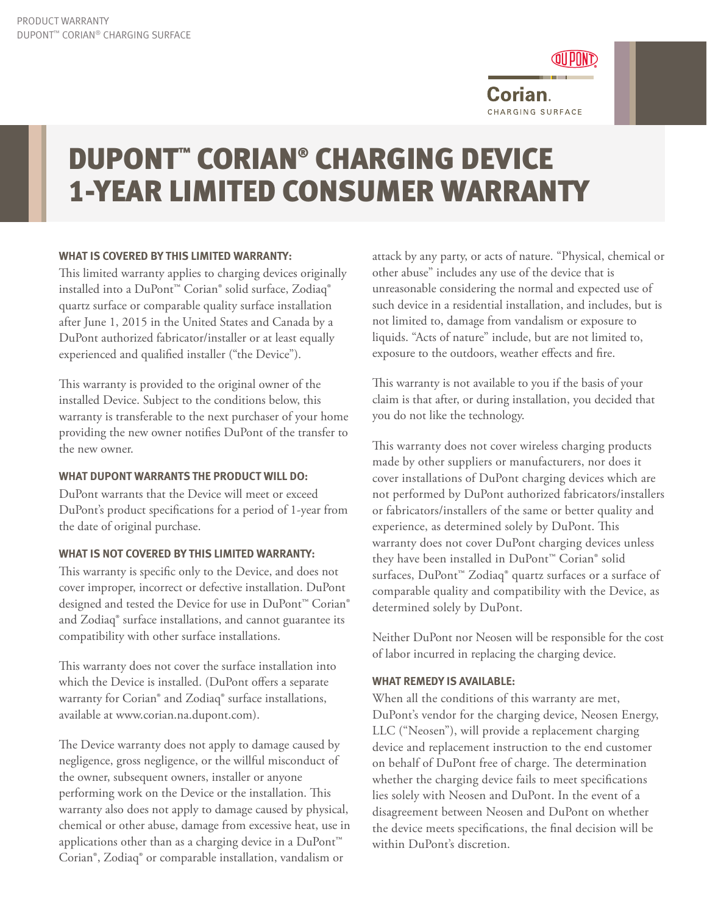# DUPONT™ CORIAN® CHARGING DEVICE 1-YEAR LIMITED CONSUMER WARRANTY

### WHAT IS COVERED BY THIS LIMITED WARRANTY:

This limited warranty applies to charging devices originally installed into a DuPont™ Corian® solid surface, Zodiaq® quartz surface or comparable quality surface installation after June 1, 2015 in the United States and Canada by a DuPont authorized fabricator/installer or at least equally experienced and qualified installer ("the Device").

This warranty is provided to the original owner of the installed Device. Subject to the conditions below, this warranty is transferable to the next purchaser of your home providing the new owner notifies DuPont of the transfer to the new owner.

### WHAT DUPONT WARRANTS THE PRODUCT WILL DO:

DuPont warrants that the Device will meet or exceed DuPont's product specifications for a period of 1-year from the date of original purchase.

### WHAT IS NOT COVERED BY THIS LIMITED WARRANTY:

This warranty is specific only to the Device, and does not cover improper, incorrect or defective installation. DuPont designed and tested the Device for use in DuPont™ Corian® and Zodiaq® surface installations, and cannot guarantee its compatibility with other surface installations.

This warranty does not cover the surface installation into which the Device is installed. (DuPont offers a separate warranty for Corian® and Zodiaq® surface installations, available at www.corian.na.dupont.com).

The Device warranty does not apply to damage caused by negligence, gross negligence, or the willful misconduct of the owner, subsequent owners, installer or anyone performing work on the Device or the installation. This warranty also does not apply to damage caused by physical, chemical or other abuse, damage from excessive heat, use in applications other than as a charging device in a DuPont™ Corian®, Zodiaq® or comparable installation, vandalism or attack by any party, or acts of nature. "Physical, chemical or other abuse" includes any use of the device that is unreasonable considering the normal and expected use of such device in a residential installation, and includes, but is not limited to, damage from vandalism or exposure to liquids. "Acts of nature" include, but are not limited to, exposure to the outdoors, weather effects and fire.

This warranty is not available to you if the basis of your claim is that after, or during installation, you decided that you do not like the technology.

This warranty does not cover wireless charging products made by other suppliers or manufacturers, nor does it cover installations of DuPont charging devices which are not performed by DuPont authorized fabricators/installers or fabricators/installers of the same or better quality and experience, as determined solely by DuPont. This warranty does not cover DuPont charging devices unless they have been installed in DuPont™ Corian® solid surfaces, DuPont™ Zodiaq® quartz surfaces or a surface of comparable quality and compatibility with the Device, as determined solely by DuPont.

Neither DuPont nor Neosen will be responsible for the cost of labor incurred in replacing the charging device.

### WHAT REMEDY IS AVAILABLE:

When all the conditions of this warranty are met, DuPont's vendor for the charging device, Neosen Energy, LLC ("Neosen"), will provide a replacement charging device and replacement instruction to the end customer on behalf of DuPont free of charge. The determination whether the charging device fails to meet specifications lies solely with Neosen and DuPont. In the event of a disagreement between Neosen and DuPont on whether the device meets specifications, the final decision will be within DuPont's discretion.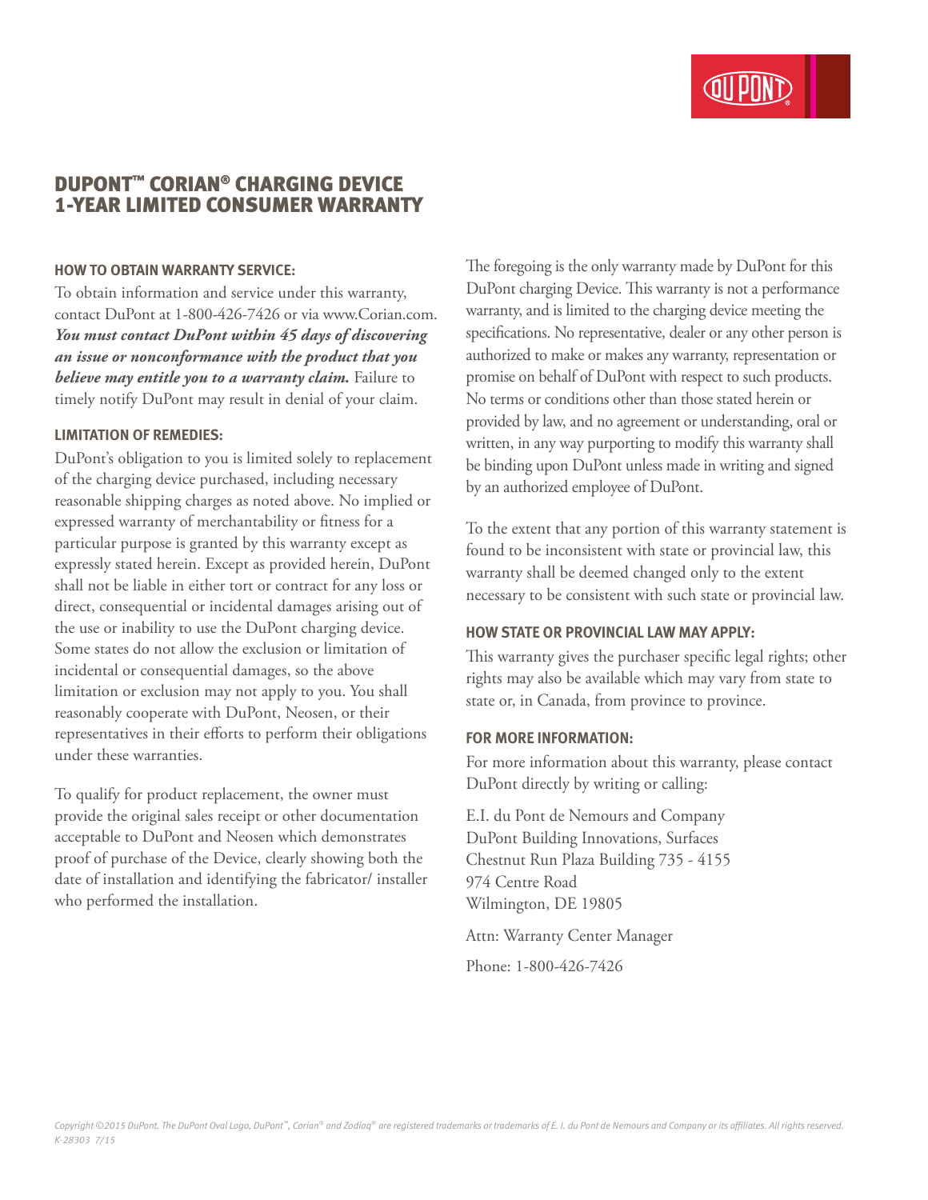# DUPONT™ CORIAN® CHARGING DEVICE 1-YEAR LIMITED CONSUMER WARRANTY

### HOW TO OBTAIN WARRANTY SERVICE:

To obtain information and service under this warranty, contact DuPont at 1-800-426-7426 or via www.Corian.com. ***You must contact DuPont within 45 days of discovering an issue or nonconformance with the product that you believe may entitle you to a warranty claim.*** Failure to timely notify DuPont may result in denial of your claim.

### LIMITATION OF REMEDIES:

DuPont's obligation to you is limited solely to replacement of the charging device purchased, including necessary reasonable shipping charges as noted above. No implied or expressed warranty of merchantability or fitness for a particular purpose is granted by this warranty except as expressly stated herein. Except as provided herein, DuPont shall not be liable in either tort or contract for any loss or direct, consequential or incidental damages arising out of the use or inability to use the DuPont charging device. Some states do not allow the exclusion or limitation of incidental or consequential damages, so the above limitation or exclusion may not apply to you. You shall reasonably cooperate with DuPont, Neosen, or their representatives in their efforts to perform their obligations under these warranties.

To qualify for product replacement, the owner must provide the original sales receipt or other documentation acceptable to DuPont and Neosen which demonstrates proof of purchase of the Device, clearly showing both the date of installation and identifying the fabricator/ installer who performed the installation.

The foregoing is the only warranty made by DuPont for this DuPont charging Device. This warranty is not a performance warranty, and is limited to the charging device meeting the specifications. No representative, dealer or any other person is authorized to make or makes any warranty, representation or promise on behalf of DuPont with respect to such products. No terms or conditions other than those stated herein or provided by law, and no agreement or understanding, oral or written, in any way purporting to modify this warranty shall be binding upon DuPont unless made in writing and signed by an authorized employee of DuPont.

To the extent that any portion of this warranty statement is found to be inconsistent with state or provincial law, this warranty shall be deemed changed only to the extent necessary to be consistent with such state or provincial law.

### HOW STATE OR PROVINCIAL LAW MAY APPLY:

This warranty gives the purchaser specific legal rights; other rights may also be available which may vary from state to state or, in Canada, from province to province.

### FOR MORE INFORMATION:

For more information about this warranty, please contact DuPont directly by writing or calling:

E.I. du Pont de Nemours and Company
DuPont Building Innovations, Surfaces
Chestnut Run Plaza Building 735 - 4155
974 Centre Road
Wilmington, DE 19805

Attn: Warranty Center Manager

Phone: 1-800-426-7426

*Copyright ©2015 DuPont. The DuPont Oval Logo, DuPont™, Corian® and Zodiaq® are registered trademarks or trademarks of E. I. du Pont de Nemours and Company or its affiliates. All rights reserved.*
*K-28303 7/15*